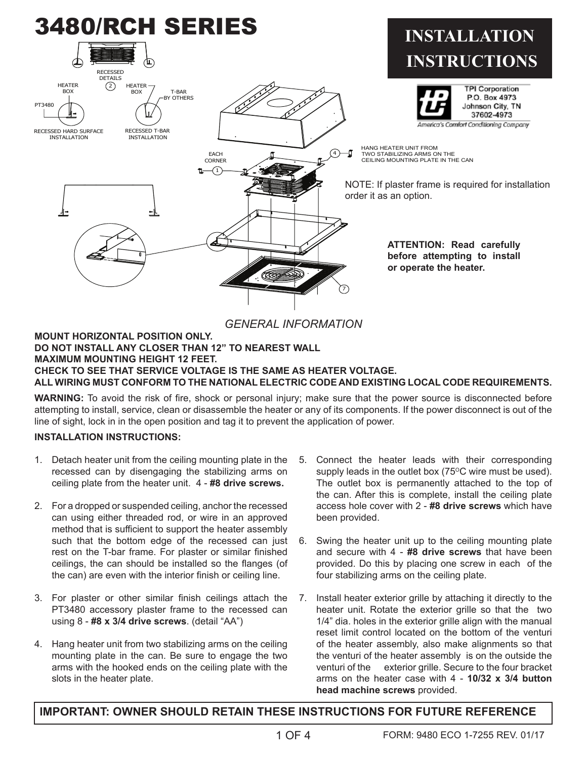# 3480/RCH SERIES

# INSTALLATION INSTRUCTIONS

TPI Corporation
P.O. Box 4973
Johnson City, TN
37602-4973

*America's Comfort Conditioning Company*

RECESSED DETAILS

HEATER BOX

PT3480

RECESSED HARD SURFACE INSTALLATION

HEATER BOX

T-BAR BY OTHERS

RECESSED T-BAR INSTALLATION

EACH CORNER

HANG HEATER UNIT FROM TWO STABILIZING ARMS ON THE CEILING MOUNTING PLATE IN THE CAN

NOTE: If plaster frame is required for installation order it as an option.

**ATTENTION: Read carefully before attempting to install or operate the heater.**

## *GENERAL INFORMATION*

**MOUNT HORIZONTAL POSITION ONLY.**
**DO NOT INSTALL ANY CLOSER THAN 12" TO NEAREST WALL**
**MAXIMUM MOUNTING HEIGHT 12 FEET.**
**CHECK TO SEE THAT SERVICE VOLTAGE IS THE SAME AS HEATER VOLTAGE.**
**ALL WIRING MUST CONFORM TO THE NATIONAL ELECTRIC CODE AND EXISTING LOCAL CODE REQUIREMENTS.**

**WARNING:** To avoid the risk of fire, shock or personal injury; make sure that the power source is disconnected before attempting to install, service, clean or disassemble the heater or any of its components. If the power disconnect is out of the line of sight, lock in in the open position and tag it to prevent the application of power.

**INSTALLATION INSTRUCTIONS:**

1. Detach heater unit from the ceiling mounting plate in the recessed can by disengaging the stabilizing arms on ceiling plate from the heater unit. 4 - **#8 drive screws.**

2. For a dropped or suspended ceiling, anchor the recessed can using either threaded rod, or wire in an approved method that is sufficient to support the heater assembly such that the bottom edge of the recessed can just rest on the T-bar frame. For plaster or similar finished ceilings, the can should be installed so the flanges (of the can) are even with the interior finish or ceiling line.

3. For plaster or other similar finish ceilings attach the PT3480 accessory plaster frame to the recessed can using 8 - **#8 x 3/4 drive screws**. (detail "AA")

4. Hang heater unit from two stabilizing arms on the ceiling mounting plate in the can. Be sure to engage the two arms with the hooked ends on the ceiling plate with the slots in the heater plate.

5. Connect the heater leads with their corresponding supply leads in the outlet box (75°C wire must be used). The outlet box is permanently attached to the top of the can. After this is complete, install the ceiling plate access hole cover with 2 - **#8 drive screws** which have been provided.

6. Swing the heater unit up to the ceiling mounting plate and secure with 4 - **#8 drive screws** that have been provided. Do this by placing one screw in each of the four stabilizing arms on the ceiling plate.

7. Install heater exterior grille by attaching it directly to the heater unit. Rotate the exterior grille so that the two 1/4" dia. holes in the exterior grille align with the manual reset limit control located on the bottom of the venturi of the heater assembly, also make alignments so that the venturi of the heater assembly is on the outside the venturi of the exterior grille. Secure to the four bracket arms on the heater case with 4 - **10/32 x 3/4 button head machine screws** provided.

**IMPORTANT: OWNER SHOULD RETAIN THESE INSTRUCTIONS FOR FUTURE REFERENCE**

FORM: 9480 ECO 1-7255 REV. 01/17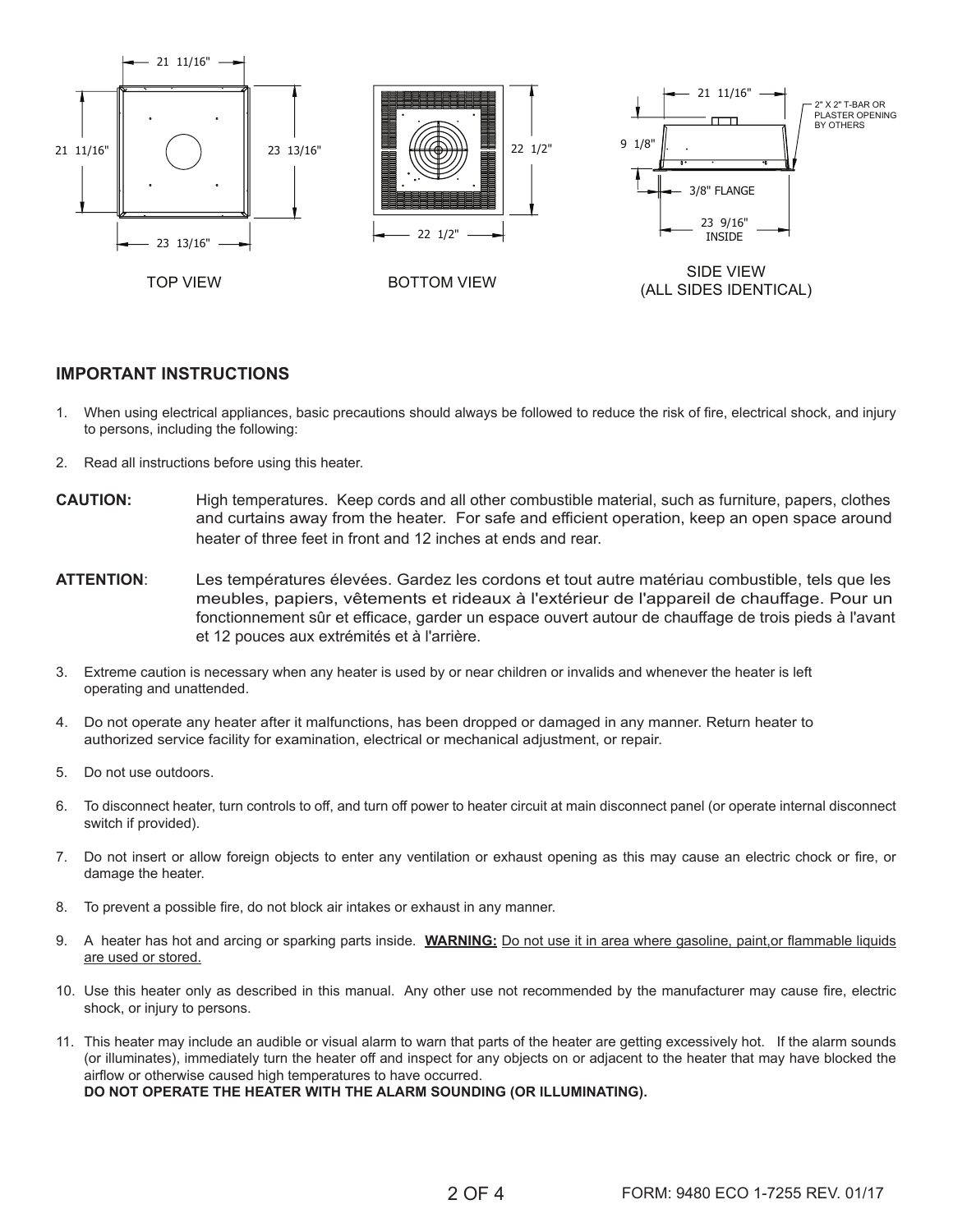21 11/16"

21 11/16"

23 13/16"

23 13/16"

TOP VIEW

22 1/2"

22 1/2"

BOTTOM VIEW

21 11/16"

2" X 2" T-BAR OR PLASTER OPENING BY OTHERS

9 1/8"

3/8" FLANGE

23 9/16" INSIDE

SIDE VIEW (ALL SIDES IDENTICAL)

## IMPORTANT INSTRUCTIONS

1. When using electrical appliances, basic precautions should always be followed to reduce the risk of fire, electrical shock, and injury to persons, including the following:

2. Read all instructions before using this heater.

**CAUTION:** High temperatures. Keep cords and all other combustible material, such as furniture, papers, clothes and curtains away from the heater. For safe and efficient operation, keep an open space around heater of three feet in front and 12 inches at ends and rear.

**ATTENTION**: Les températures élevées. Gardez les cordons et tout autre matériau combustible, tels que les meubles, papiers, vêtements et rideaux à l'extérieur de l'appareil de chauffage. Pour un fonctionnement sûr et efficace, garder un espace ouvert autour de chauffage de trois pieds à l'avant et 12 pouces aux extrémités et à l'arrière.

3. Extreme caution is necessary when any heater is used by or near children or invalids and whenever the heater is left operating and unattended.

4. Do not operate any heater after it malfunctions, has been dropped or damaged in any manner. Return heater to authorized service facility for examination, electrical or mechanical adjustment, or repair.

5. Do not use outdoors.

6. To disconnect heater, turn controls to off, and turn off power to heater circuit at main disconnect panel (or operate internal disconnect switch if provided).

7. Do not insert or allow foreign objects to enter any ventilation or exhaust opening as this may cause an electric chock or fire, or damage the heater.

8. To prevent a possible fire, do not block air intakes or exhaust in any manner.

9. A heater has hot and arcing or sparking parts inside. **WARNING:** Do not use it in area where gasoline, paint,or flammable liquids are used or stored.

10. Use this heater only as described in this manual. Any other use not recommended by the manufacturer may cause fire, electric shock, or injury to persons.

11. This heater may include an audible or visual alarm to warn that parts of the heater are getting excessively hot. If the alarm sounds (or illuminates), immediately turn the heater off and inspect for any objects on or adjacent to the heater that may have blocked the airflow or otherwise caused high temperatures to have occurred.
**DO NOT OPERATE THE HEATER WITH THE ALARM SOUNDING (OR ILLUMINATING).**

FORM: 9480 ECO 1-7255 REV. 01/17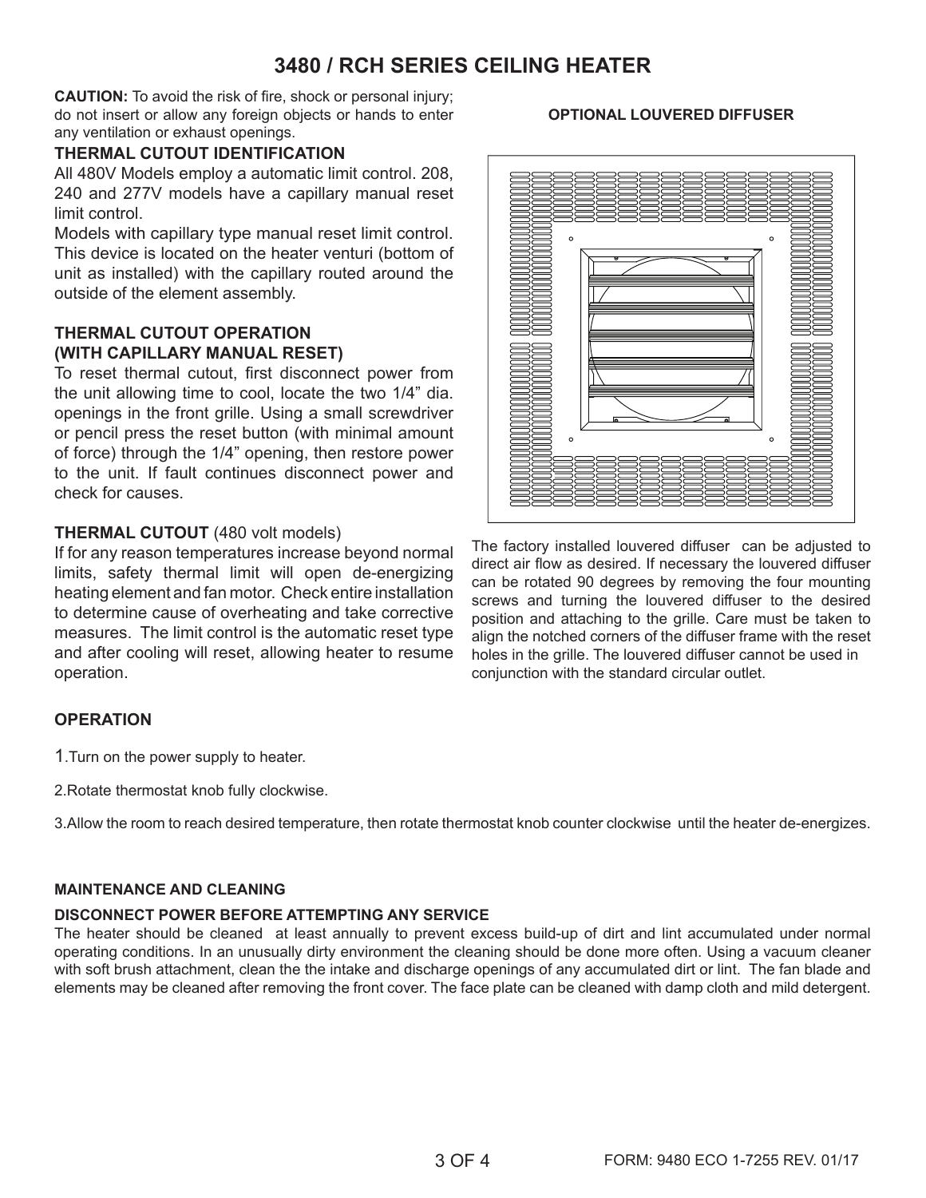# 3480 / RCH SERIES CEILING HEATER

**CAUTION:** To avoid the risk of fire, shock or personal injury; do not insert or allow any foreign objects or hands to enter any ventilation or exhaust openings.

## THERMAL CUTOUT IDENTIFICATION

All 480V Models employ a automatic limit control. 208, 240 and 277V models have a capillary manual reset limit control.

Models with capillary type manual reset limit control. This device is located on the heater venturi (bottom of unit as installed) with the capillary routed around the outside of the element assembly.

## THERMAL CUTOUT OPERATION (WITH CAPILLARY MANUAL RESET)

To reset thermal cutout, first disconnect power from the unit allowing time to cool, locate the two 1/4" dia. openings in the front grille. Using a small screwdriver or pencil press the reset button (with minimal amount of force) through the 1/4" opening, then restore power to the unit. If fault continues disconnect power and check for causes.

## THERMAL CUTOUT (480 volt models)

If for any reason temperatures increase beyond normal limits, safety thermal limit will open de-energizing heating element and fan motor. Check entire installation to determine cause of overheating and take corrective measures. The limit control is the automatic reset type and after cooling will reset, allowing heater to resume operation.

**OPTIONAL LOUVERED DIFFUSER**

The factory installed louvered diffuser can be adjusted to direct air flow as desired. If necessary the louvered diffuser can be rotated 90 degrees by removing the four mounting screws and turning the louvered diffuser to the desired position and attaching to the grille. Care must be taken to align the notched corners of the diffuser frame with the reset holes in the grille. The louvered diffuser cannot be used in conjunction with the standard circular outlet.

## OPERATION

1. Turn on the power supply to heater.
2. Rotate thermostat knob fully clockwise.
3. Allow the room to reach desired temperature, then rotate thermostat knob counter clockwise until the heater de-energizes.

## MAINTENANCE AND CLEANING

**DISCONNECT POWER BEFORE ATTEMPTING ANY SERVICE**

The heater should be cleaned at least annually to prevent excess build-up of dirt and lint accumulated under normal operating conditions. In an unusually dirty environment the cleaning should be done more often. Using a vacuum cleaner with soft brush attachment, clean the the intake and discharge openings of any accumulated dirt or lint. The fan blade and elements may be cleaned after removing the front cover. The face plate can be cleaned with damp cloth and mild detergent.

FORM: 9480 ECO 1-7255 REV. 01/17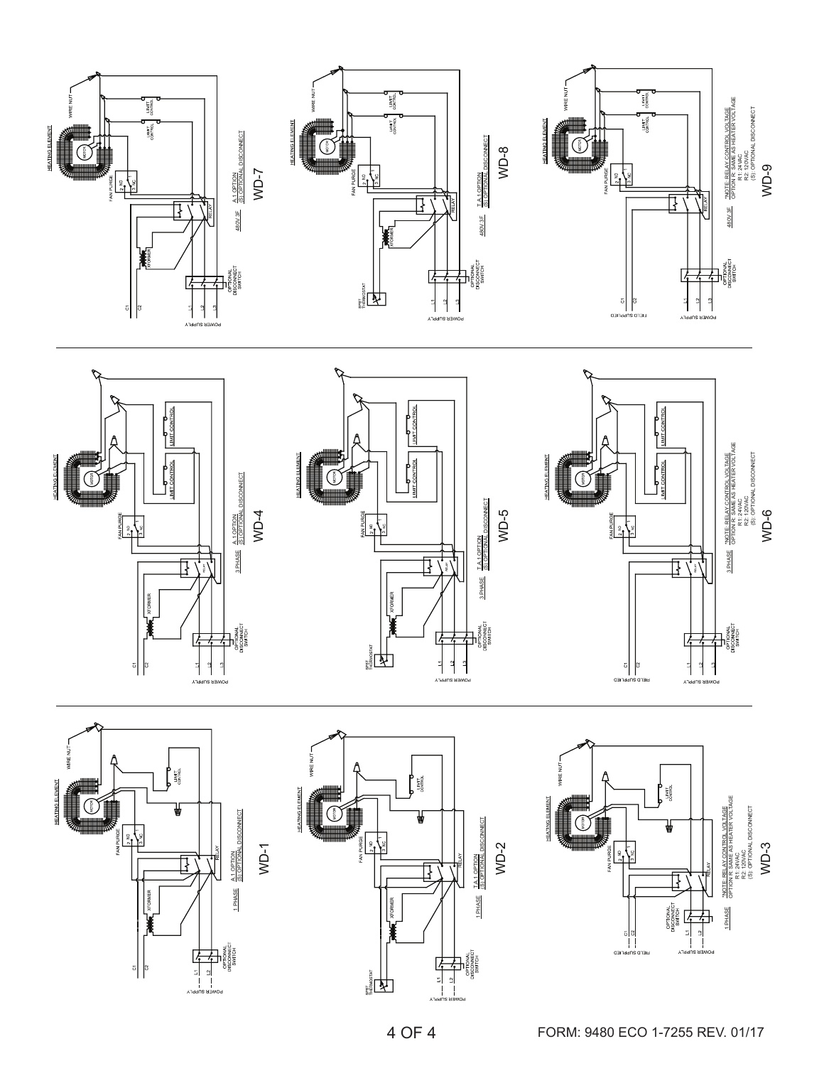HEATING ELEMENT

WIRE NUT

MOTOR

FAN PURGE

2 NO

3 NC

1

LIMIT CONTROL

XFORMER

RELAY

C1

C2

L1

L2

OPTIONAL DISCONNECT SWITCH

POWER SUPPLY

1 PHASE

A.1 OPTION

(S) OPTIONAL DISCONNECT

WD-1

HEATING ELEMENT

WIRE NUT

MOTOR

FAN PURGE

2 NO

3 NC

1

LIMIT CONTROL

XFORMER

RELAY

SPST THERMOSTAT

L1

L2

OPTIONAL DISCONNECT SWITCH

POWER SUPPLY

1 PHASE

T.A.1 OPTION

(S) OPTIONAL DISCONNECT

WD-2

HEATING ELEMENT

WIRE NUT

MOTOR

FAN PURGE

2 NO

3 NC

1

LIMIT CONTROL

RELAY

C1

C2

FIELD SUPPLIED

OPTIONAL DISCONNECT SWITCH

L1

L2

POWER SUPPLY

1 PHASE

*NOTE: RELAY CONTROL VOLTAGE
OPTION R: SAME AS HEATER VOLTAGE
R1: 24VAC
R2: 120VAC
(S): OPTIONAL DISCONNECT

WD-3

HEATING ELEMENT

MOTOR

FAN PURGE

2 NO

3 NC

1

LIMIT CONTROL

LIMIT CONTROL

XFORMER

RELAY

C1

C2

L1

L2

L3

OPTIONAL DISCONNECT SWITCH

POWER SUPPLY

3 PHASE

A.1 OPTION

(S) OPTIONAL DISCONNECT

WD-4

HEATING ELEMENT

MOTOR

FAN PURGE

2 NO

3 NC

1

LIMIT CONTROL

LIMIT CONTROL

XFORMER

RELAY

SPST THERMOSTAT

L1

L2

L3

OPTIONAL DISCONNECT SWITCH

POWER SUPPLY

3 PHASE

T.A.1 OPTION

(S) OPTIONAL DISCONNECT

WD-5

HEATING ELEMENT

MOTOR

FAN PURGE

2 NO

3 NC

1

LIMIT CONTROL

LIMIT CONTROL

RELAY

C1

C2

FIELD SUPPLIED

L1

L2

L3

OPTIONAL DISCONNECT SWITCH

POWER SUPPLY

3 PHASE

*NOTE: RELAY CONTROL VOLTAGE
OPTION R: SAME AS HEATER VOLTAGE
R1: 24VAC
R2: 120VAC
(S): OPTIONAL DISCONNECT

WD-6

HEATING ELEMENT

WIRE NUT

MOTOR

FAN PURGE

2 NO

3 NC

1

LIMIT CONTROL

LIMIT CONTROL

XFORMER

RELAY

C1

C2

L1

L2

L3

OPTIONAL DISCONNECT SWITCH

POWER SUPPLY

480V 3F

A.1 OPTION

(S) OPTIONAL DISCONNECT

WD-7

HEATING ELEMENT

WIRE NUT

MOTOR

FAN PURGE

2 NO

3 NC

1

LIMIT CONTROL

LIMIT CONTROL

XFORMER

RELAY

SPST THERMOSTAT

L1

L2

L3

OPTIONAL DISCONNECT SWITCH

POWER SUPPLY

480V 3F

T.A.1 OPTION

(S) OPTIONAL DISCONNECT

WD-8

HEATING ELEMENT

WIRE NUT

MOTOR

FAN PURGE

2 NO

3 NC

1

LIMIT CONTROL

LIMIT CONTROL

RELAY

C1

C2

FIELD SUPPLIED

L1

L2

L3

OPTIONAL DISCONNECT SWITCH

POWER SUPPLY

480V 3F

*NOTE: RELAY CONTROL VOLTAGE
OPTION R: SAME AS HEATER VOLTAGE
R1: 24VAC
R2: 120VAC
(S): OPTIONAL DISCONNECT

WD-9

FORM: 9480 ECO 1-7255 REV. 01/17